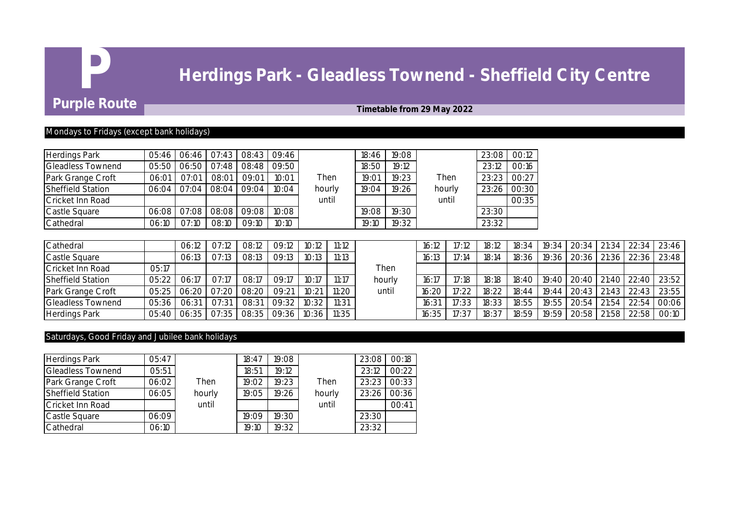# P

## Herdings Park - Gleadless Townend - Sheffield City Centre

**Purple Route**

**Timetable from 29 May 2022**

### Mondays to Fridays (except bank holidays)

| Herdings Park | 05:46 | 06:46 | 07:43 | 08:43 | 09:46 | Then hourly until | 18:46 | 19:08 | Then hourly until | 23:08 | 00:12 |
|---|---|---|---|---|---|---|---|---|---|---|---|
| Gleadless Townend | 05:50 | 06:50 | 07:48 | 08:48 | 09:50 | | 18:50 | 19:12 | | 23:12 | 00:16 |
| Park Grange Croft | 06:01 | 07:01 | 08:01 | 09:01 | 10:01 | | 19:01 | 19:23 | | 23:23 | 00:27 |
| Sheffield Station | 06:04 | 07:04 | 08:04 | 09:04 | 10:04 | | 19:04 | 19:26 | | 23:26 | 00:30 |
| Cricket Inn Road | | | | | | | | | | | 00:35 |
| Castle Square | 06:08 | 07:08 | 08:08 | 09:08 | 10:08 | | 19:08 | 19:30 | | 23:30 | |
| Cathedral | 06:10 | 07:10 | 08:10 | 09:10 | 10:10 | | 19:10 | 19:32 | | 23:32 | |

| Cathedral | | 06:12 | 07:12 | 08:12 | 09:12 | 10:12 | 11:12 | Then hourly until | 16:12 | 17:12 | 18:12 | 18:34 | 19:34 | 20:34 | 21:34 | 22:34 | 23:46 |
|---|---|---|---|---|---|---|---|---|---|---|---|---|---|---|---|---|---|
| Castle Square | | 06:13 | 07:13 | 08:13 | 09:13 | 10:13 | 11:13 | | 16:13 | 17:14 | 18:14 | 18:36 | 19:36 | 20:36 | 21:36 | 22:36 | 23:48 |
| Cricket Inn Road | 05:17 | | | | | | | | | | | | | | | | |
| Sheffield Station | 05:22 | 06:17 | 07:17 | 08:17 | 09:17 | 10:17 | 11:17 | | 16:17 | 17:18 | 18:18 | 18:40 | 19:40 | 20:40 | 21:40 | 22:40 | 23:52 |
| Park Grange Croft | 05:25 | 06:20 | 07:20 | 08:20 | 09:21 | 10:21 | 11:20 | | 16:20 | 17:22 | 18:22 | 18:44 | 19:44 | 20:43 | 21:43 | 22:43 | 23:55 |
| Gleadless Townend | 05:36 | 06:31 | 07:31 | 08:31 | 09:32 | 10:32 | 11:31 | | 16:31 | 17:33 | 18:33 | 18:55 | 19:55 | 20:54 | 21:54 | 22:54 | 00:06 |
| Herdings Park | 05:40 | 06:35 | 07:35 | 08:35 | 09:36 | 10:36 | 11:35 | | 16:35 | 17:37 | 18:37 | 18:59 | 19:59 | 20:58 | 21:58 | 22:58 | 00:10 |

### Saturdays, Good Friday and Jubilee bank holidays

| Herdings Park | 05:47 | Then hourly until | 18:47 | 19:08 | Then hourly until | 23:08 | 00:18 |
|---|---|---|---|---|---|---|---|
| Gleadless Townend | 05:51 | | 18:51 | 19:12 | | 23:12 | 00:22 |
| Park Grange Croft | 06:02 | | 19:02 | 19:23 | | 23:23 | 00:33 |
| Sheffield Station | 06:05 | | 19:05 | 19:26 | | 23:26 | 00:36 |
| Cricket Inn Road | | | | | | | 00:41 |
| Castle Square | 06:09 | | 19:09 | 19:30 | | 23:30 | |
| Cathedral | 06:10 | | 19:10 | 19:32 | | 23:32 | |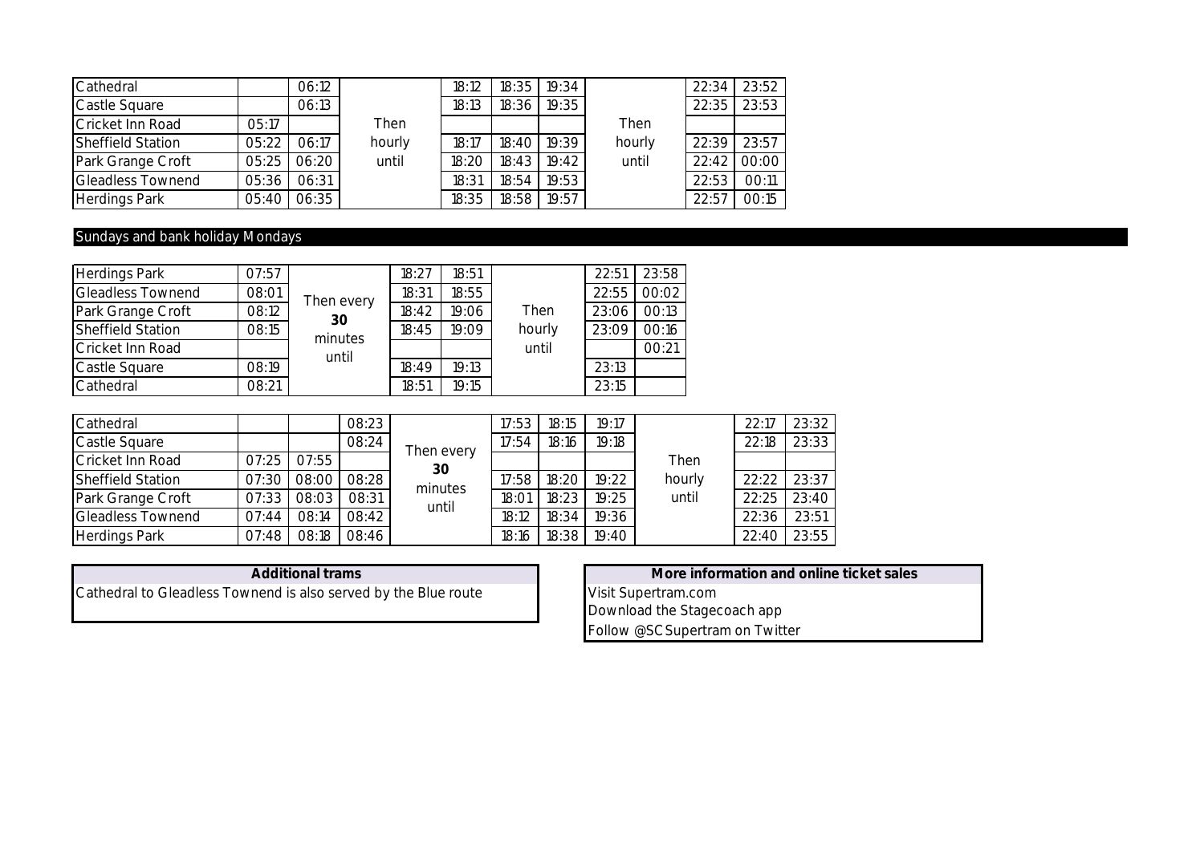| | | | | | | | | | | |
|---|---|---|---|---|---|---|---|---|---|---|
| Cathedral | | 06:12 | Then hourly until | 18:12 | 18:35 | 19:34 | Then hourly until | 22:34 | 23:52 |
| Castle Square | | 06:13 | | 18:13 | 18:36 | 19:35 | | 22:35 | 23:53 |
| Cricket Inn Road | 05:17 | | | | | | | | |
| Sheffield Station | 05:22 | 06:17 | | 18:17 | 18:40 | 19:39 | | 22:39 | 23:57 |
| Park Grange Croft | 05:25 | 06:20 | | 18:20 | 18:43 | 19:42 | | 22:42 | 00:00 |
| Gleadless Townend | 05:36 | 06:31 | | 18:31 | 18:54 | 19:53 | | 22:53 | 00:11 |
| Herdings Park | 05:40 | 06:35 | | 18:35 | 18:58 | 19:57 | | 22:57 | 00:15 |

## Sundays and bank holiday Mondays

| | | | | | | | |
|---|---|---|---|---|---|---|---|
| Herdings Park | 07:57 | Then every **30** minutes until | 18:27 | 18:51 | Then hourly until | 22:51 | 23:58 |
| Gleadless Townend | 08:01 | | 18:31 | 18:55 | | 22:55 | 00:02 |
| Park Grange Croft | 08:12 | | 18:42 | 19:06 | | 23:06 | 00:13 |
| Sheffield Station | 08:15 | | 18:45 | 19:09 | | 23:09 | 00:16 |
| Cricket Inn Road | | | | | | | 00:21 |
| Castle Square | 08:19 | | 18:49 | 19:13 | | 23:13 | |
| Cathedral | 08:21 | | 18:51 | 19:15 | | 23:15 | |

| | | | | | | | | | | |
|---|---|---|---|---|---|---|---|---|---|---|
| Cathedral | | | 08:23 | Then every **30** minutes until | 17:53 | 18:15 | 19:17 | Then hourly until | 22:17 | 23:32 |
| Castle Square | | | 08:24 | | 17:54 | 18:16 | 19:18 | | 22:18 | 23:33 |
| Cricket Inn Road | 07:25 | 07:55 | | | | | | | | |
| Sheffield Station | 07:30 | 08:00 | 08:28 | | 17:58 | 18:20 | 19:22 | | 22:22 | 23:37 |
| Park Grange Croft | 07:33 | 08:03 | 08:31 | | 18:01 | 18:23 | 19:25 | | 22:25 | 23:40 |
| Gleadless Townend | 07:44 | 08:14 | 08:42 | | 18:12 | 18:34 | 19:36 | | 22:36 | 23:51 |
| Herdings Park | 07:48 | 08:18 | 08:46 | | 18:16 | 18:38 | 19:40 | | 22:40 | 23:55 |

**Additional trams**

Cathedral to Gleadless Townend is also served by the Blue route

**More information and online ticket sales**

Visit Supertram.com
Download the Stagecoach app
Follow @SCSupertram on Twitter